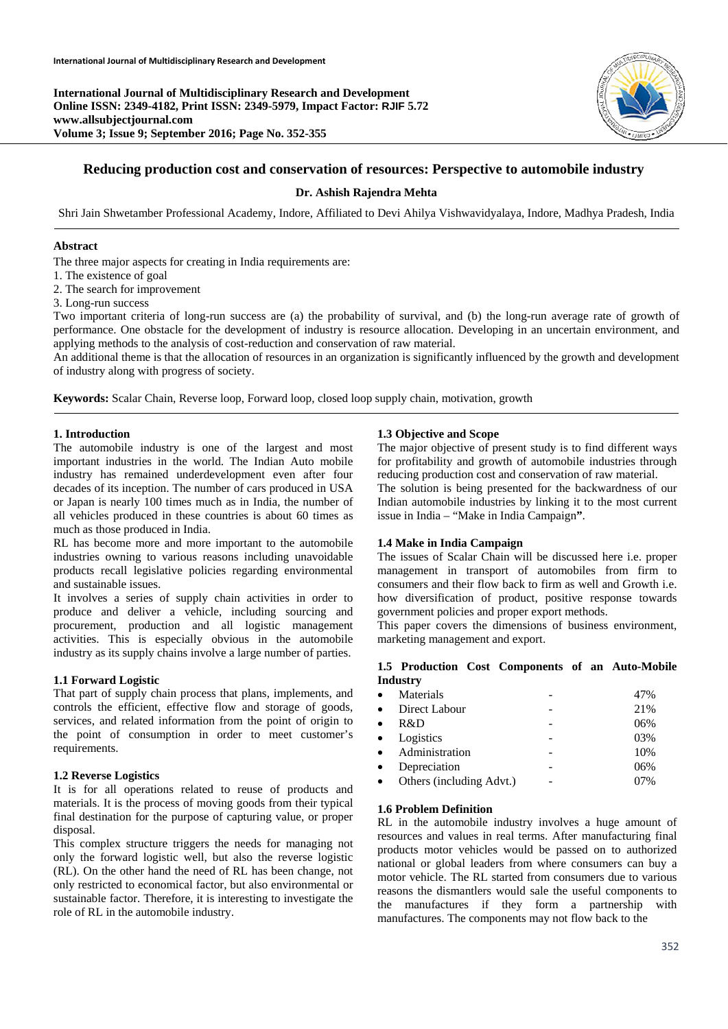# Reducing production cost and conservation of resources: Perspective to automobile industry

**Dr. Ashish Rajendra Mehta**

Shri Jain Shwetamber Professional Academy, Indore, Affiliated to Devi Ahilya Vishwavidyalaya, Indore, Madhya Pradesh, India

## Abstract

The three major aspects for creating in India requirements are:

1. The existence of goal
2. The search for improvement
3. Long-run success

Two important criteria of long-run success are (a) the probability of survival, and (b) the long-run average rate of growth of performance. One obstacle for the development of industry is resource allocation. Developing in an uncertain environment, and applying methods to the analysis of cost-reduction and conservation of raw material.

An additional theme is that the allocation of resources in an organization is significantly influenced by the growth and development of industry along with progress of society.

**Keywords:** Scalar Chain, Reverse loop, Forward loop, closed loop supply chain, motivation, growth

## 1. Introduction

The automobile industry is one of the largest and most important industries in the world. The Indian Auto mobile industry has remained underdevelopment even after four decades of its inception. The number of cars produced in USA or Japan is nearly 100 times much as in India, the number of all vehicles produced in these countries is about 60 times as much as those produced in India.

RL has become more and more important to the automobile industries owning to various reasons including unavoidable products recall legislative policies regarding environmental and sustainable issues.

It involves a series of supply chain activities in order to produce and deliver a vehicle, including sourcing and procurement, production and all logistic management activities. This is especially obvious in the automobile industry as its supply chains involve a large number of parties.

### 1.1 Forward Logistic

That part of supply chain process that plans, implements, and controls the efficient, effective flow and storage of goods, services, and related information from the point of origin to the point of consumption in order to meet customer's requirements.

### 1.2 Reverse Logistics

It is for all operations related to reuse of products and materials. It is the process of moving goods from their typical final destination for the purpose of capturing value, or proper disposal.

This complex structure triggers the needs for managing not only the forward logistic well, but also the reverse logistic (RL). On the other hand the need of RL has been change, not only restricted to economical factor, but also environmental or sustainable factor. Therefore, it is interesting to investigate the role of RL in the automobile industry.

### 1.3 Objective and Scope

The major objective of present study is to find different ways for profitability and growth of automobile industries through reducing production cost and conservation of raw material.

The solution is being presented for the backwardness of our Indian automobile industries by linking it to the most current issue in India – "Make in India Campaign**"**.

### 1.4 Make in India Campaign

The issues of Scalar Chain will be discussed here i.e. proper management in transport of automobiles from firm to consumers and their flow back to firm as well and Growth i.e. how diversification of product, positive response towards government policies and proper export methods.

This paper covers the dimensions of business environment, marketing management and export.

### 1.5 Production Cost Components of an Auto-Mobile Industry

- Materials - 47%
- Direct Labour - 21%
- R&D - 06%
- Logistics - 03%
- Administration - 10%
- Depreciation - 06%
- Others (including Advt.) - 07%

### 1.6 Problem Definition

RL in the automobile industry involves a huge amount of resources and values in real terms. After manufacturing final products motor vehicles would be passed on to authorized national or global leaders from where consumers can buy a motor vehicle. The RL started from consumers due to various reasons the dismantlers would sale the useful components to the manufactures if they form a partnership with manufactures. The components may not flow back to the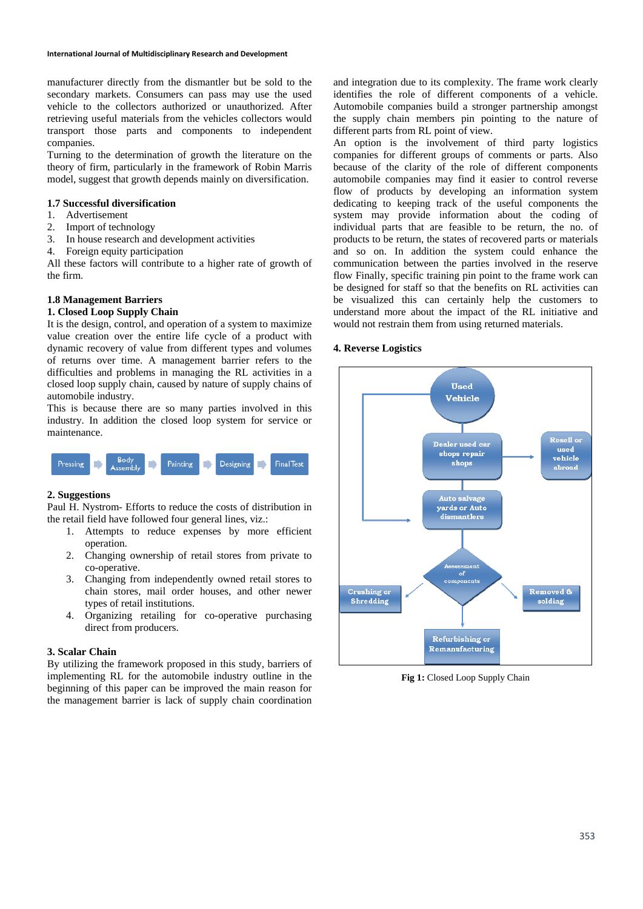manufacturer directly from the dismantler but be sold to the secondary markets. Consumers can pass may use the used vehicle to the collectors authorized or unauthorized. After retrieving useful materials from the vehicles collectors would transport those parts and components to independent companies.

Turning to the determination of growth the literature on the theory of firm, particularly in the framework of Robin Marris model, suggest that growth depends mainly on diversification.

### 1.7 Successful diversification

1. Advertisement
2. Import of technology
3. In house research and development activities
4. Foreign equity participation

All these factors will contribute to a higher rate of growth of the firm.

### 1.8 Management Barriers

**1. Closed Loop Supply Chain**

It is the design, control, and operation of a system to maximize value creation over the entire life cycle of a product with dynamic recovery of value from different types and volumes of returns over time. A management barrier refers to the difficulties and problems in managing the RL activities in a closed loop supply chain, caused by nature of supply chains of automobile industry.

This is because there are so many parties involved in this industry. In addition the closed loop system for service or maintenance.

Pressing → Body Assembly → Painting → Designing → Final Test

### 2. Suggestions

Paul H. Nystrom- Efforts to reduce the costs of distribution in the retail field have followed four general lines, viz.:

1. Attempts to reduce expenses by more efficient operation.
2. Changing ownership of retail stores from private to co-operative.
3. Changing from independently owned retail stores to chain stores, mail order houses, and other newer types of retail institutions.
4. Organizing retailing for co-operative purchasing direct from producers.

### 3. Scalar Chain

By utilizing the framework proposed in this study, barriers of implementing RL for the automobile industry outline in the beginning of this paper can be improved the main reason for the management barrier is lack of supply chain coordination and integration due to its complexity. The frame work clearly identifies the role of different components of a vehicle. Automobile companies build a stronger partnership amongst the supply chain members pin pointing to the nature of different parts from RL point of view.

An option is the involvement of third party logistics companies for different groups of comments or parts. Also because of the clarity of the role of different components automobile companies may find it easier to control reverse flow of products by developing an information system dedicating to keeping track of the useful components the system may provide information about the coding of individual parts that are feasible to be return, the no. of products to be return, the states of recovered parts or materials and so on. In addition the system could enhance the communication between the parties involved in the reserve flow Finally, specific training pin point to the frame work can be designed for staff so that the benefits on RL activities can be visualized this can certainly help the customers to understand more about the impact of the RL initiative and would not restrain them from using returned materials.

### 4. Reverse Logistics

Used Vehicle → Dealer used car shops repair shops → Auto salvage yards or Auto dismantlers → Assessment of components → Crushing or Shredding / Removed & solding / Refurbishing or Remanufacturing; Dealer used car shops repair shops → Resell or used vehicle abroad

**Fig 1:** Closed Loop Supply Chain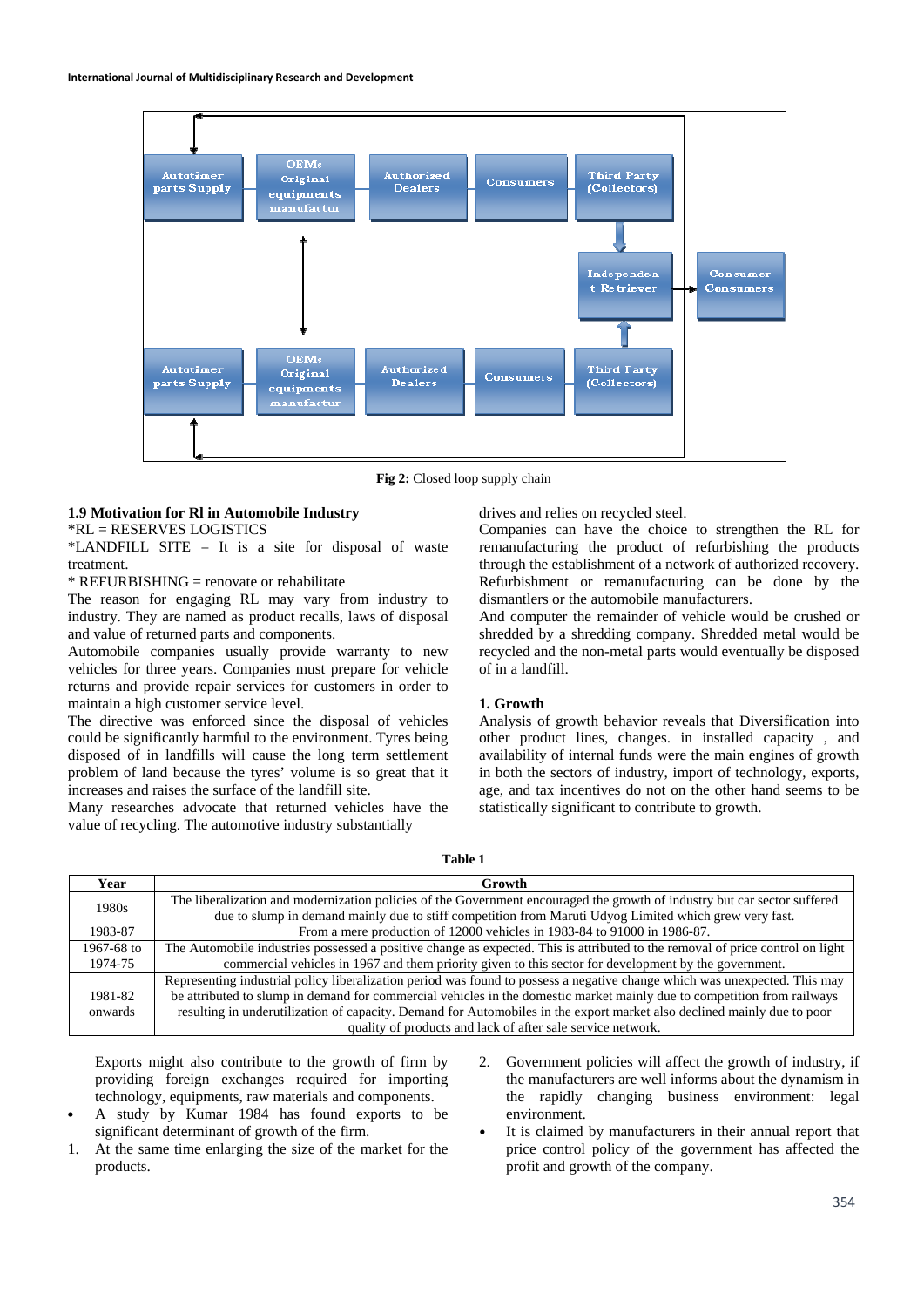Autotimer parts Supply

OEMs Original equipments manufactur

Authorized Dealers

Consumers

Third Party (Collectors)

Independent Retriever

Consumer Consumers

Autotimer parts Supply

OEMs Original equipments manufactur

Authorized Dealers

Consumers

Third Party (Collectors)

**Fig 2:** Closed loop supply chain

### 1.9 Motivation for Rl in Automobile Industry

*RL = RESERVES LOGISTICS

*LANDFILL SITE = It is a site for disposal of waste treatment.

* REFURBISHING = renovate or rehabilitate

The reason for engaging RL may vary from industry to industry. They are named as product recalls, laws of disposal and value of returned parts and components.

Automobile companies usually provide warranty to new vehicles for three years. Companies must prepare for vehicle returns and provide repair services for customers in order to maintain a high customer service level.

The directive was enforced since the disposal of vehicles could be significantly harmful to the environment. Tyres being disposed of in landfills will cause the long term settlement problem of land because the tyres' volume is so great that it increases and raises the surface of the landfill site.

Many researches advocate that returned vehicles have the value of recycling. The automotive industry substantially drives and relies on recycled steel.

Companies can have the choice to strengthen the RL for remanufacturing the product of refurbishing the products through the establishment of a network of authorized recovery. Refurbishment or remanufacturing can be done by the dismantlers or the automobile manufacturers.

And computer the remainder of vehicle would be crushed or shredded by a shredding company. Shredded metal would be recycled and the non-metal parts would eventually be disposed of in a landfill.

### 1. Growth

Analysis of growth behavior reveals that Diversification into other product lines, changes. in installed capacity , and availability of internal funds were the main engines of growth in both the sectors of industry, import of technology, exports, age, and tax incentives do not on the other hand seems to be statistically significant to contribute to growth.

**Table 1**

| Year | Growth |
|---|---|
| 1980s | The liberalization and modernization policies of the Government encouraged the growth of industry but car sector suffered due to slump in demand mainly due to stiff competition from Maruti Udyog Limited which grew very fast. |
| 1983-87 | From a mere production of 12000 vehicles in 1983-84 to 91000 in 1986-87. |
| 1967-68 to 1974-75 | The Automobile industries possessed a positive change as expected. This is attributed to the removal of price control on light commercial vehicles in 1967 and them priority given to this sector for development by the government. |
| 1981-82 onwards | Representing industrial policy liberalization period was found to possess a negative change which was unexpected. This may be attributed to slump in demand for commercial vehicles in the domestic market mainly due to competition from railways resulting in underutilization of capacity. Demand for Automobiles in the export market also declined mainly due to poor quality of products and lack of after sale service network. |

Exports might also contribute to the growth of firm by providing foreign exchanges required for importing technology, equipments, raw materials and components.

- A study by Kumar 1984 has found exports to be significant determinant of growth of the firm.

1. At the same time enlarging the size of the market for the products.
2. Government policies will affect the growth of industry, if the manufacturers are well informs about the dynamism in the rapidly changing business environment: legal environment.

- It is claimed by manufacturers in their annual report that price control policy of the government has affected the profit and growth of the company.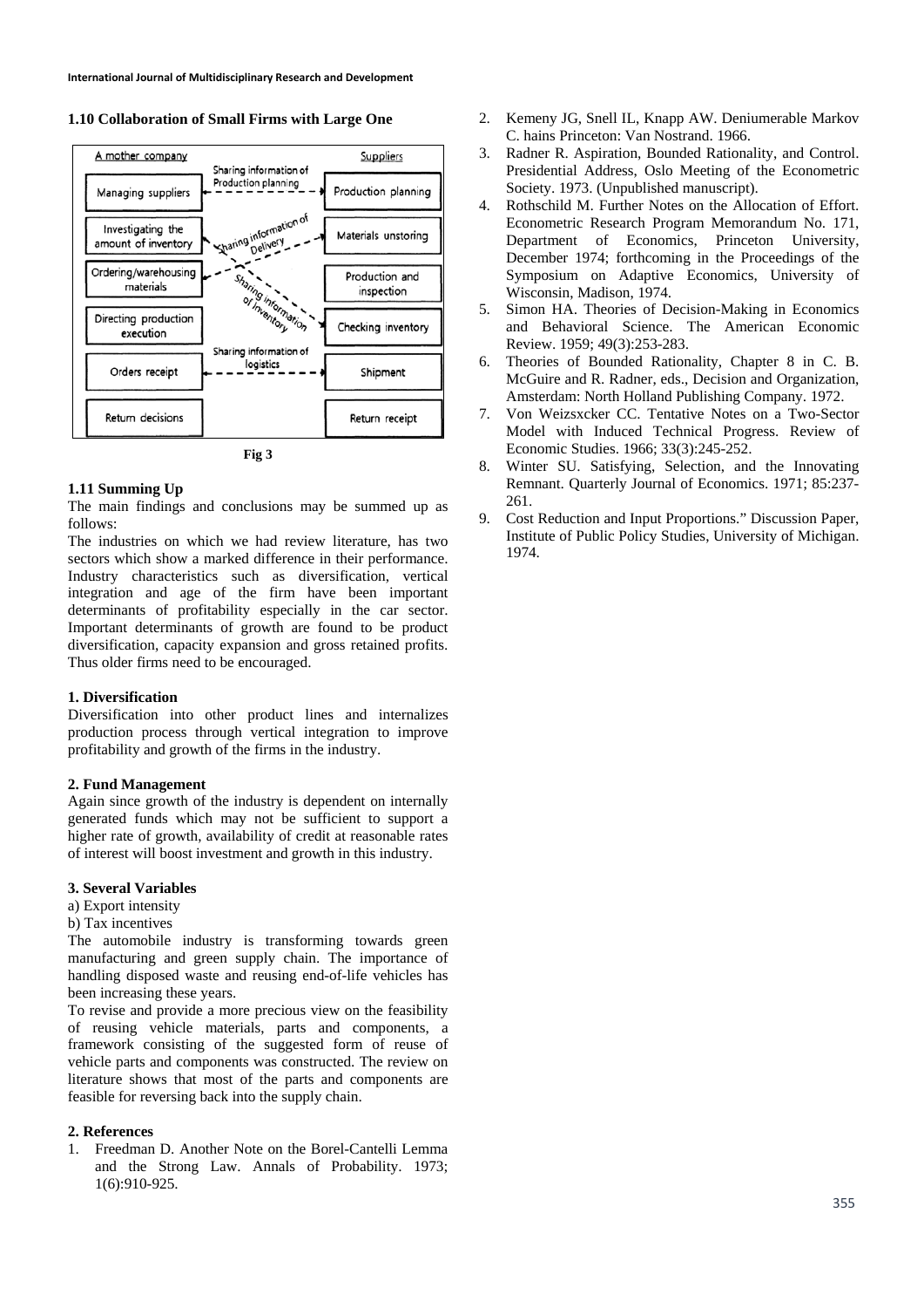### 1.10 Collaboration of Small Firms with Large One

A mother company

Suppliers

Managing suppliers

Sharing information of Production planning

Production planning

Investigating the amount of inventory

Sharing information of Delivery

Materials unstoring

Ordering/warehousing materials

Production and inspection

Directing production execution

Sharing information of inventory

Checking inventory

Orders receipt

Sharing information of logistics

Shipment

Return decisions

Return receipt

**Fig 3**

### 1.11 Summing Up

The main findings and conclusions may be summed up as follows:

The industries on which we had review literature, has two sectors which show a marked difference in their performance. Industry characteristics such as diversification, vertical integration and age of the firm have been important determinants of profitability especially in the car sector. Important determinants of growth are found to be product diversification, capacity expansion and gross retained profits. Thus older firms need to be encouraged.

#### 1. Diversification

Diversification into other product lines and internalizes production process through vertical integration to improve profitability and growth of the firms in the industry.

#### 2. Fund Management

Again since growth of the industry is dependent on internally generated funds which may not be sufficient to support a higher rate of growth, availability of credit at reasonable rates of interest will boost investment and growth in this industry.

#### 3. Several Variables

a) Export intensity

b) Tax incentives

The automobile industry is transforming towards green manufacturing and green supply chain. The importance of handling disposed waste and reusing end-of-life vehicles has been increasing these years.

To revise and provide a more precious view on the feasibility of reusing vehicle materials, parts and components, a framework consisting of the suggested form of reuse of vehicle parts and components was constructed. The review on literature shows that most of the parts and components are feasible for reversing back into the supply chain.

## 2. References

1. Freedman D. Another Note on the Borel-Cantelli Lemma and the Strong Law. Annals of Probability. 1973; 1(6):910-925.
2. Kemeny JG, Snell IL, Knapp AW. Deniumerable Markov C. hains Princeton: Van Nostrand. 1966.
3. Radner R. Aspiration, Bounded Rationality, and Control. Presidential Address, Oslo Meeting of the Econometric Society. 1973. (Unpublished manuscript).
4. Rothschild M. Further Notes on the Allocation of Effort. Econometric Research Program Memorandum No. 171, Department of Economics, Princeton University, December 1974; forthcoming in the Proceedings of the Symposium on Adaptive Economics, University of Wisconsin, Madison, 1974.
5. Simon HA. Theories of Decision-Making in Economics and Behavioral Science. The American Economic Review. 1959; 49(3):253-283.
6. Theories of Bounded Rationality, Chapter 8 in C. B. McGuire and R. Radner, eds., Decision and Organization, Amsterdam: North Holland Publishing Company. 1972.
7. Von Weizsxcker CC. Tentative Notes on a Two-Sector Model with Induced Technical Progress. Review of Economic Studies. 1966; 33(3):245-252.
8. Winter SU. Satisfying, Selection, and the Innovating Remnant. Quarterly Journal of Economics. 1971; 85:237-261.
9. Cost Reduction and Input Proportions." Discussion Paper, Institute of Public Policy Studies, University of Michigan. 1974.